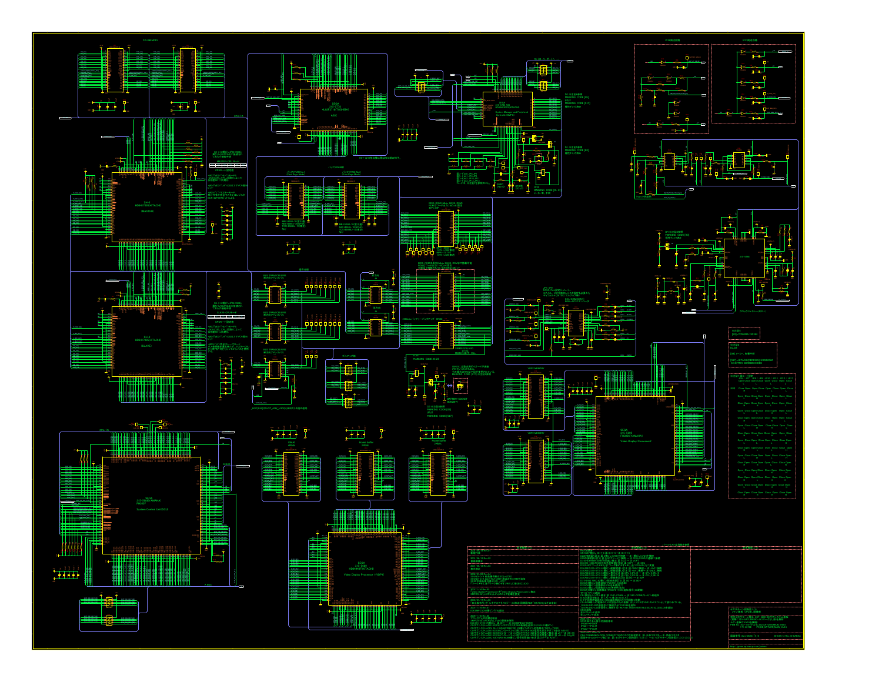CPU MEMORY

SEGA
315-5779
(TOSHIBA)
ASIC

SEGA
HD404920(HITACHI)
System Manager and Peripheral Controller (SMPC)

SH-2
HD6417095(HITACHI)
(MASTER)

SH-2
HD6417095(HITACHI)
(SLAVE)

BATTERY SOCKET

VDP2 MEMORY

SEGA
315-5883
FH3005(YAMAHA)
Video Display Processor 2

SEGA
315-5688(YAMAHA)
FH1007
System Control Unit(SCU)

VRAM

Frame buffer

Frame buffer

SEGA
315-5690
HD64440F(HITACHI)
Video Display Processor 1 (VDP1)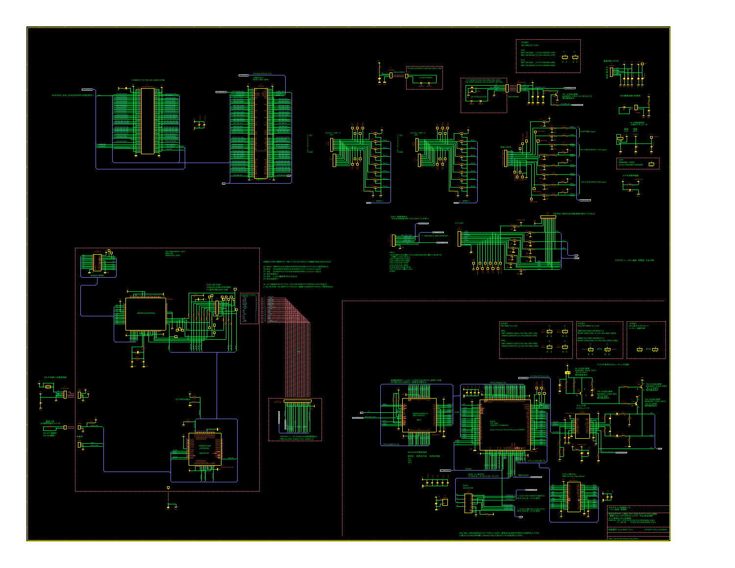CONNECT TO THE CD-SUBSYSTEM

コントローラポート

コントローラポート

SCSP

YMF292-F(YAMAHA)

Saturn Custom Sound Processor (SCSP)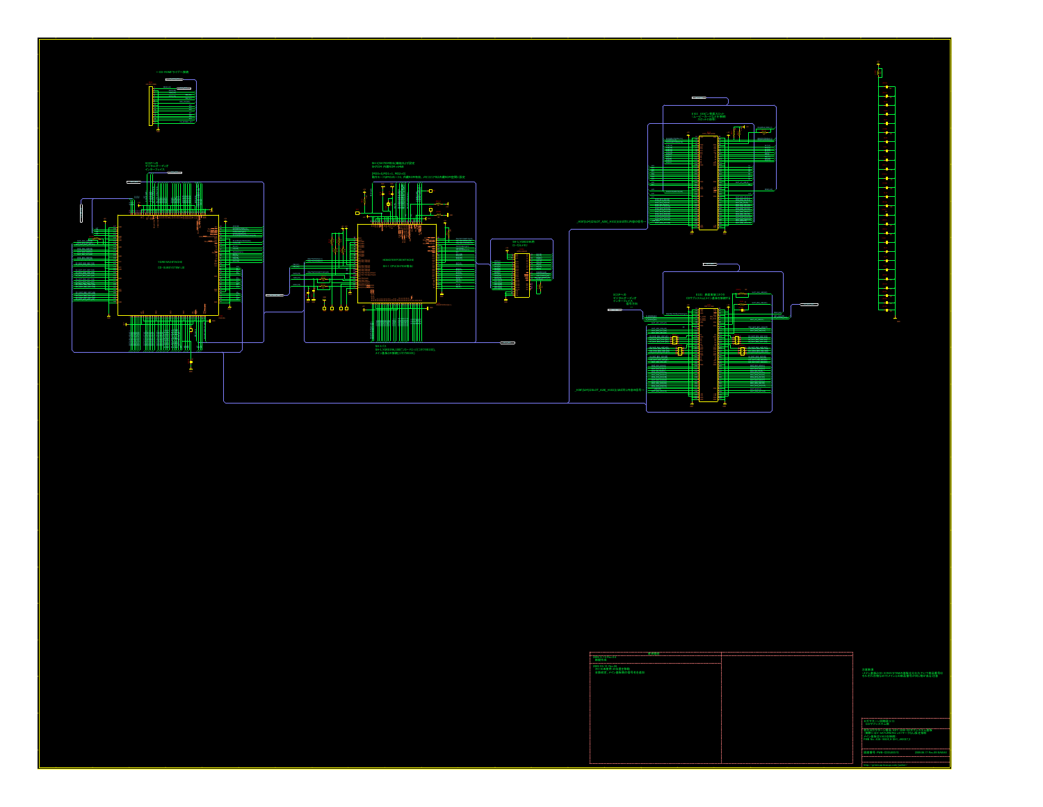CD-ROMドライブー接続

CD-SUBSYSTEM LSI

SH-1 CPU

変更履歴

注意事項